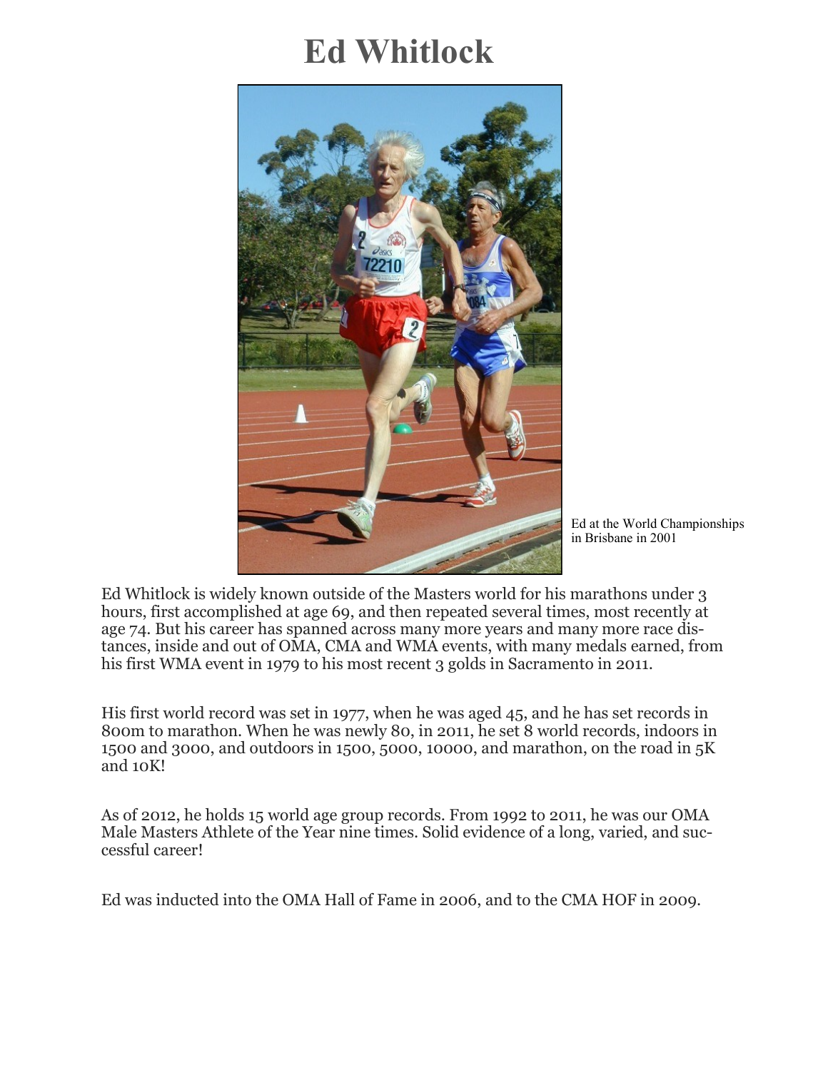# Ed Whitlock

Ed at the World Championships in Brisbane in 2001

Ed Whitlock is widely known outside of the Masters world for his marathons under 3 hours, first accomplished at age 69, and then repeated several times, most recently at age 74. But his career has spanned across many more years and many more race distances, inside and out of OMA, CMA and WMA events, with many medals earned, from his first WMA event in 1979 to his most recent 3 golds in Sacramento in 2011.

His first world record was set in 1977, when he was aged 45, and he has set records in 800m to marathon. When he was newly 80, in 2011, he set 8 world records, indoors in 1500 and 3000, and outdoors in 1500, 5000, 10000, and marathon, on the road in 5K and 10K!

As of 2012, he holds 15 world age group records. From 1992 to 2011, he was our OMA Male Masters Athlete of the Year nine times. Solid evidence of a long, varied, and successful career!

Ed was inducted into the OMA Hall of Fame in 2006, and to the CMA HOF in 2009.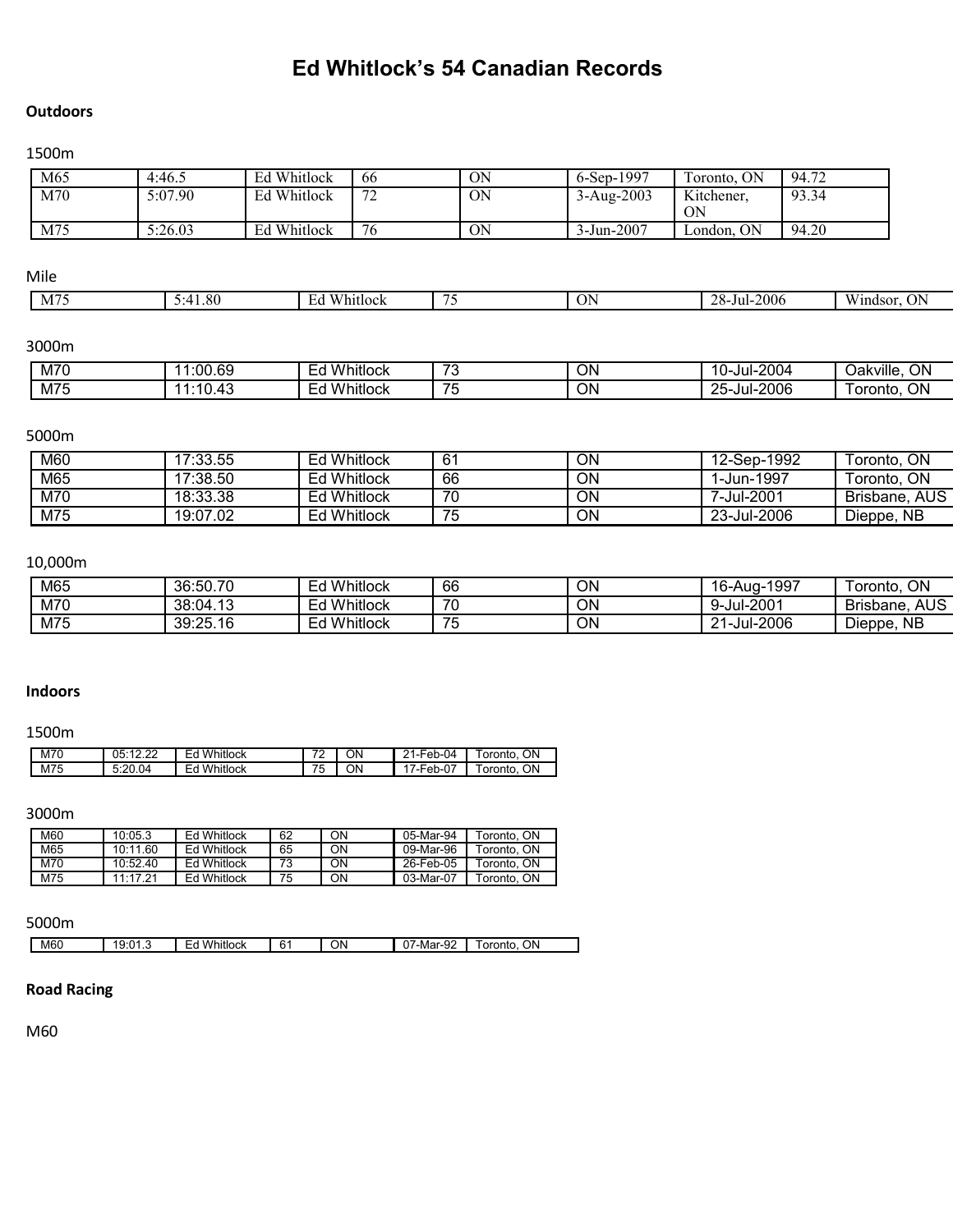# Ed Whitlock's 54 Canadian Records

## Outdoors

### 1500m

| | | | | | | | |
|---|---|---|---|---|---|---|---|
| M65 | 4:46.5 | Ed Whitlock | 66 | ON | 6-Sep-1997 | Toronto, ON | 94.72 |
| M70 | 5:07.90 | Ed Whitlock | 72 | ON | 3-Aug-2003 | Kitchener, ON | 93.34 |
| M75 | 5:26.03 | Ed Whitlock | 76 | ON | 3-Jun-2007 | London, ON | 94.20 |

### Mile

| | | | | | | |
|---|---|---|---|---|---|---|
| M75 | 5:41.80 | Ed Whitlock | 75 | ON | 28-Jul-2006 | Windsor, ON |

### 3000m

| | | | | | | |
|---|---|---|---|---|---|---|
| M70 | 11:00.69 | Ed Whitlock | 73 | ON | 10-Jul-2004 | Oakville, ON |
| M75 | 11:10.43 | Ed Whitlock | 75 | ON | 25-Jul-2006 | Toronto, ON |

### 5000m

| | | | | | | |
|---|---|---|---|---|---|---|
| M60 | 17:33.55 | Ed Whitlock | 61 | ON | 12-Sep-1992 | Toronto, ON |
| M65 | 17:38.50 | Ed Whitlock | 66 | ON | 1-Jun-1997 | Toronto, ON |
| M70 | 18:33.38 | Ed Whitlock | 70 | ON | 7-Jul-2001 | Brisbane, AUS |
| M75 | 19:07.02 | Ed Whitlock | 75 | ON | 23-Jul-2006 | Dieppe, NB |

### 10,000m

| | | | | | | |
|---|---|---|---|---|---|---|
| M65 | 36:50.70 | Ed Whitlock | 66 | ON | 16-Aug-1997 | Toronto, ON |
| M70 | 38:04.13 | Ed Whitlock | 70 | ON | 9-Jul-2001 | Brisbane, AUS |
| M75 | 39:25.16 | Ed Whitlock | 75 | ON | 21-Jul-2006 | Dieppe, NB |

## Indoors

### 1500m

| | | | | | | |
|---|---|---|---|---|---|---|
| M70 | 05:12.22 | Ed Whitlock | 72 | ON | 21-Feb-04 | Toronto, ON |
| M75 | 5:20.04 | Ed Whitlock | 75 | ON | 17-Feb-07 | Toronto, ON |

### 3000m

| | | | | | | |
|---|---|---|---|---|---|---|
| M60 | 10:05.3 | Ed Whitlock | 62 | ON | 05-Mar-94 | Toronto, ON |
| M65 | 10:11.60 | Ed Whitlock | 65 | ON | 09-Mar-96 | Toronto, ON |
| M70 | 10:52.40 | Ed Whitlock | 73 | ON | 26-Feb-05 | Toronto, ON |
| M75 | 11:17.21 | Ed Whitlock | 75 | ON | 03-Mar-07 | Toronto, ON |

### 5000m

| | | | | | | |
|---|---|---|---|---|---|---|
| M60 | 19:01.3 | Ed Whitlock | 61 | ON | 07-Mar-92 | Toronto, ON |

## Road Racing

M60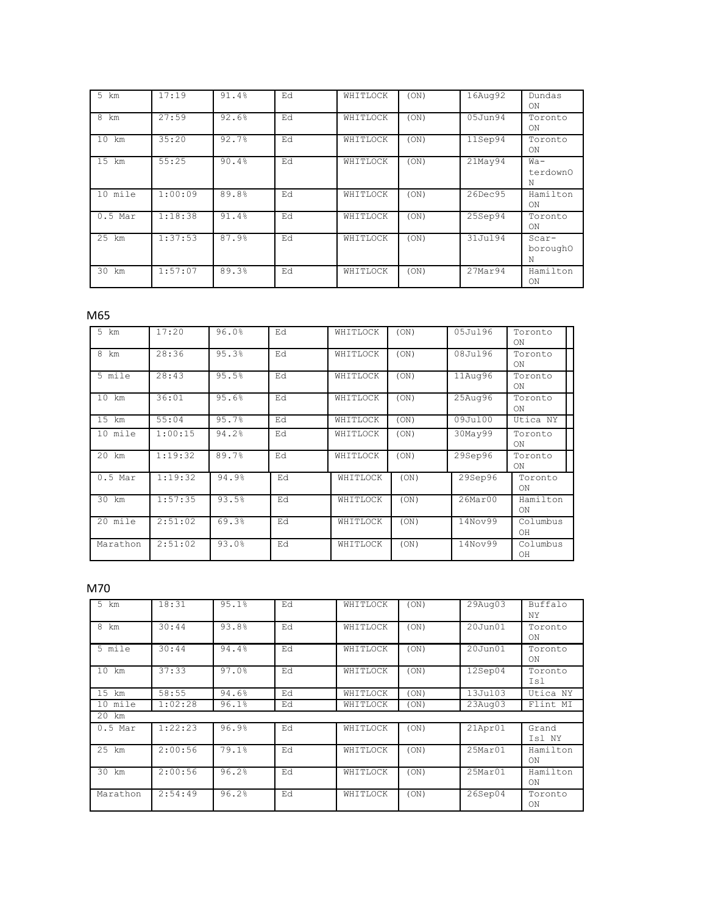| | | | | | | | |
|---|---|---|---|---|---|---|---|
| 5 km | 17:19 | 91.4% | Ed | WHITLOCK | (ON) | 16Aug92 | Dundas ON |
| 8 km | 27:59 | 92.6% | Ed | WHITLOCK | (ON) | 05Jun94 | Toronto ON |
| 10 km | 35:20 | 92.7% | Ed | WHITLOCK | (ON) | 11Sep94 | Toronto ON |
| 15 km | 55:25 | 90.4% | Ed | WHITLOCK | (ON) | 21May94 | Wa-terdownON |
| 10 mile | 1:00:09 | 89.8% | Ed | WHITLOCK | (ON) | 26Dec95 | Hamilton ON |
| 0.5 Mar | 1:18:38 | 91.4% | Ed | WHITLOCK | (ON) | 25Sep94 | Toronto ON |
| 25 km | 1:37:53 | 87.9% | Ed | WHITLOCK | (ON) | 31Jul94 | Scar-boroughON |
| 30 km | 1:57:07 | 89.3% | Ed | WHITLOCK | (ON) | 27Mar94 | Hamilton ON |

M65

| | | | | | | | |
|---|---|---|---|---|---|---|---|
| 5 km | 17:20 | 96.0% | Ed | WHITLOCK | (ON) | 05Jul96 | Toronto ON |
| 8 km | 28:36 | 95.3% | Ed | WHITLOCK | (ON) | 08Jul96 | Toronto ON |
| 5 mile | 28:43 | 95.5% | Ed | WHITLOCK | (ON) | 11Aug96 | Toronto ON |
| 10 km | 36:01 | 95.6% | Ed | WHITLOCK | (ON) | 25Aug96 | Toronto ON |
| 15 km | 55:04 | 95.7% | Ed | WHITLOCK | (ON) | 09Jul00 | Utica NY |
| 10 mile | 1:00:15 | 94.2% | Ed | WHITLOCK | (ON) | 30May99 | Toronto ON |
| 20 km | 1:19:32 | 89.7% | Ed | WHITLOCK | (ON) | 29Sep96 | Toronto ON |
| 0.5 Mar | 1:19:32 | 94.9% | Ed | WHITLOCK | (ON) | 29Sep96 | Toronto ON |
| 30 km | 1:57:35 | 93.5% | Ed | WHITLOCK | (ON) | 26Mar00 | Hamilton ON |
| 20 mile | 2:51:02 | 69.3% | Ed | WHITLOCK | (ON) | 14Nov99 | Columbus OH |
| Marathon | 2:51:02 | 93.0% | Ed | WHITLOCK | (ON) | 14Nov99 | Columbus OH |

M70

| | | | | | | | |
|---|---|---|---|---|---|---|---|
| 5 km | 18:31 | 95.1% | Ed | WHITLOCK | (ON) | 29Aug03 | Buffalo NY |
| 8 km | 30:44 | 93.8% | Ed | WHITLOCK | (ON) | 20Jun01 | Toronto ON |
| 5 mile | 30:44 | 94.4% | Ed | WHITLOCK | (ON) | 20Jun01 | Toronto ON |
| 10 km | 37:33 | 97.0% | Ed | WHITLOCK | (ON) | 12Sep04 | Toronto Isl |
| 15 km | 58:55 | 94.6% | Ed | WHITLOCK | (ON) | 13Jul03 | Utica NY |
| 10 mile | 1:02:28 | 96.1% | Ed | WHITLOCK | (ON) | 23Aug03 | Flint MI |
| 20 km | | | | | | | |
| 0.5 Mar | 1:22:23 | 96.9% | Ed | WHITLOCK | (ON) | 21Apr01 | Grand Isl NY |
| 25 km | 2:00:56 | 79.1% | Ed | WHITLOCK | (ON) | 25Mar01 | Hamilton ON |
| 30 km | 2:00:56 | 96.2% | Ed | WHITLOCK | (ON) | 25Mar01 | Hamilton ON |
| Marathon | 2:54:49 | 96.2% | Ed | WHITLOCK | (ON) | 26Sep04 | Toronto ON |